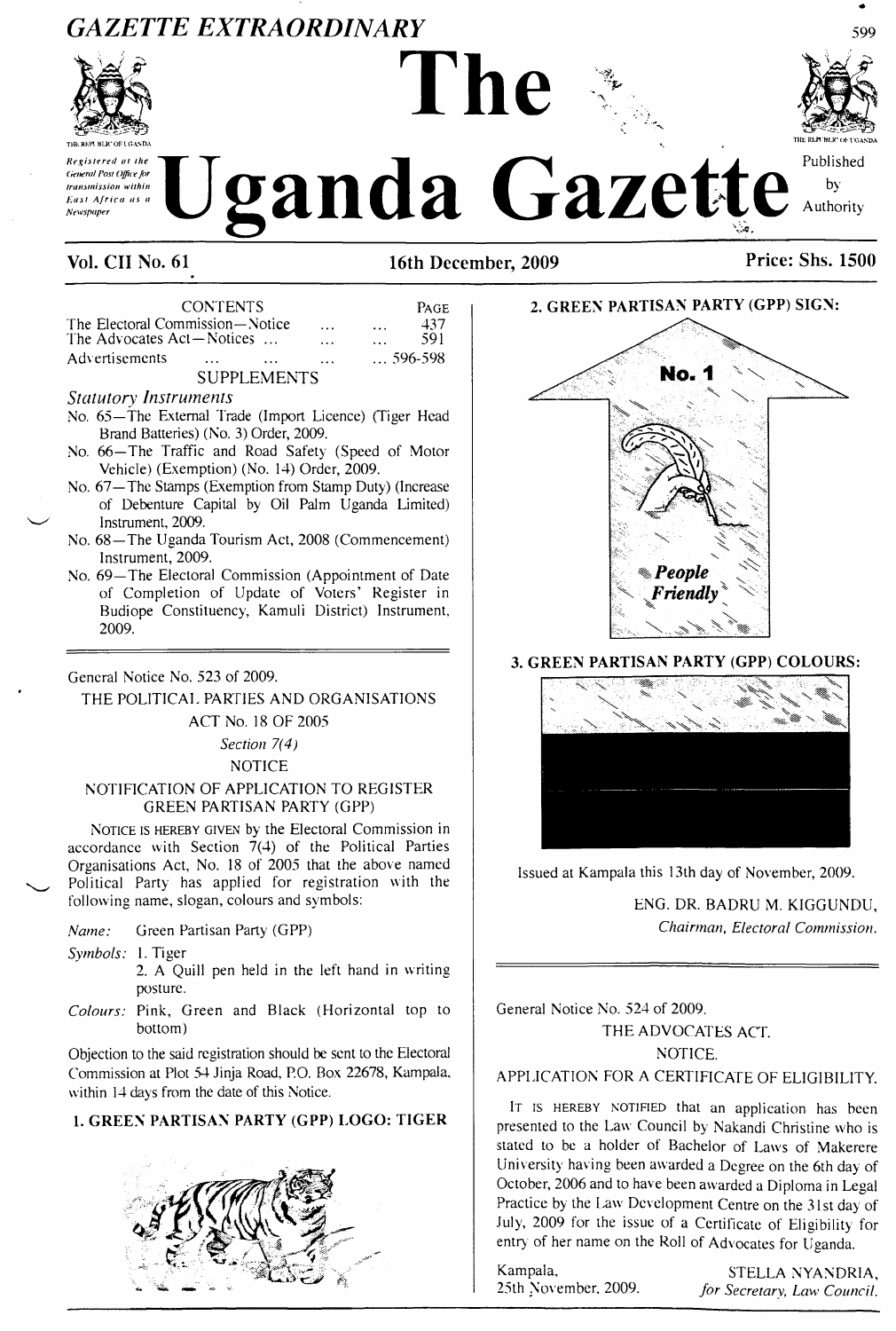# GAZETTE EXTRAORDINARY

# The Uganda Gazette

Registered at the General Post Office for transmission within East Africa as a Newspaper

Published by Authority

**Vol. CII No. 61** **16th December, 2009** **Price: Shs. 1500**

| CONTENTS | PAGE |
|---|---|
| The Electoral Commission—Notice ... ... | 437 |
| The Advocates Act—Notices ... ... ... | 591 |
| Advertisements ... ... ... ... | 596-598 |

SUPPLEMENTS

*Statutory Instruments*

No. 65—The External Trade (Import Licence) (Tiger Head Brand Batteries) (No. 3) Order, 2009.

No. 66—The Traffic and Road Safety (Speed of Motor Vehicle) (Exemption) (No. 14) Order, 2009.

No. 67—The Stamps (Exemption from Stamp Duty) (Increase of Debenture Capital by Oil Palm Uganda Limited) Instrument, 2009.

No. 68—The Uganda Tourism Act, 2008 (Commencement) Instrument, 2009.

No. 69—The Electoral Commission (Appointment of Date of Completion of Update of Voters' Register in Budiope Constituency, Kamuli District) Instrument, 2009.

---

General Notice No. 523 of 2009.

THE POLITICAL PARTIES AND ORGANISATIONS ACT No. 18 OF 2005

*Section 7(4)*

NOTICE

NOTIFICATION OF APPLICATION TO REGISTER GREEN PARTISAN PARTY (GPP)

NOTICE IS HEREBY GIVEN by the Electoral Commission in accordance with Section 7(4) of the Political Parties Organisations Act, No. 18 of 2005 that the above named Political Party has applied for registration with the following name, slogan, colours and symbols:

*Name:* Green Partisan Party (GPP)

*Symbols:* 1. Tiger
2. A Quill pen held in the left hand in writing posture.

*Colours:* Pink, Green and Black (Horizontal top to bottom)

Objection to the said registration should be sent to the Electoral Commission at Plot 54 Jinja Road, P.O. Box 22678, Kampala, within 14 days from the date of this Notice.

**1. GREEN PARTISAN PARTY (GPP) LOGO: TIGER**

**2. GREEN PARTISAN PARTY (GPP) SIGN:**

No. 1

*People Friendly*

**3. GREEN PARTISAN PARTY (GPP) COLOURS:**

Issued at Kampala this 13th day of November, 2009.

ENG. DR. BADRU M. KIGGUNDU,
*Chairman, Electoral Commission.*

---

General Notice No. 524 of 2009.

THE ADVOCATES ACT.

NOTICE.

APPLICATION FOR A CERTIFICATE OF ELIGIBILITY.

IT IS HEREBY NOTIFIED that an application has been presented to the Law Council by Nakandi Christine who is stated to be a holder of Bachelor of Laws of Makerere University having been awarded a Degree on the 6th day of October, 2006 and to have been awarded a Diploma in Legal Practice by the Law Development Centre on the 31st day of July, 2009 for the issue of a Certificate of Eligibility for entry of her name on the Roll of Advocates for Uganda.

Kampala,
25th November, 2009.

STELLA NYANDRIA,
*for Secretary, Law Council.*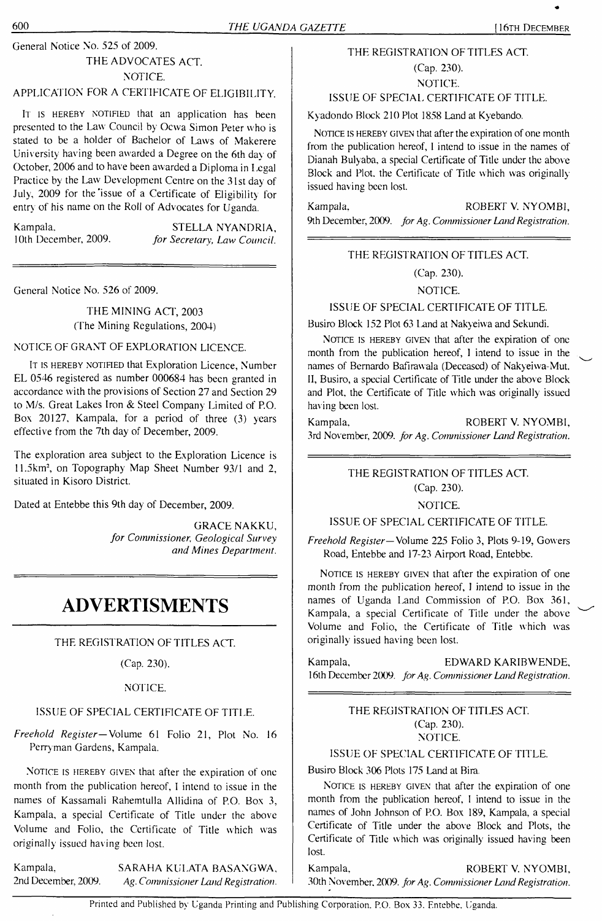General Notice No. 525 of 2009.

THE ADVOCATES ACT.

NOTICE.

APPLICATION FOR A CERTIFICATE OF ELIGIBILITY.

IT IS HEREBY NOTIFIED that an application has been presented to the Law Council by Ocwa Simon Peter who is stated to be a holder of Bachelor of Laws of Makerere University having been awarded a Degree on the 6th day of October, 2006 and to have been awarded a Diploma in Legal Practice by the Law Development Centre on the 31st day of July, 2009 for the issue of a Certificate of Eligibility for entry of his name on the Roll of Advocates for Uganda.

Kampala,
10th December, 2009.

STELLA NYANDRIA,
*for Secretary, Law Council.*

---

General Notice No. 526 of 2009.

THE MINING ACT, 2003
(The Mining Regulations, 2004)

NOTICE OF GRANT OF EXPLORATION LICENCE.

IT IS HEREBY NOTIFIED that Exploration Licence, Number EL 0546 registered as number 000684 has been granted in accordance with the provisions of Section 27 and Section 29 to M/s. Great Lakes Iron & Steel Company Limited of P.O. Box 20127, Kampala, for a period of three (3) years effective from the 7th day of December, 2009.

The exploration area subject to the Exploration Licence is 11.5km², on Topography Map Sheet Number 93/1 and 2, situated in Kisoro District.

Dated at Entebbe this 9th day of December, 2009.

GRACE NAKKU,
*for Commissioner, Geological Survey and Mines Department.*

---

# ADVERTISMENTS

THE REGISTRATION OF TITLES ACT.

(Cap. 230).

NOTICE.

ISSUE OF SPECIAL CERTIFICATE OF TITLE.

*Freehold Register*—Volume 61 Folio 21, Plot No. 16 Perryman Gardens, Kampala.

NOTICE IS HEREBY GIVEN that after the expiration of one month from the publication hereof, I intend to issue in the names of Kassamali Rahemtulla Allidina of P.O. Box 3, Kampala, a special Certificate of Title under the above Volume and Folio, the Certificate of Title which was originally issued having been lost.

Kampala,
2nd December, 2009.

SARAHA KULATA BASANGWA,
*Ag. Commissioner Land Registration.*

---

THE REGISTRATION OF TITLES ACT.

(Cap. 230).

NOTICE.

ISSUE OF SPECIAL CERTIFICATE OF TITLE.

Kyadondo Block 210 Plot 1858 Land at Kyebando.

NOTICE IS HEREBY GIVEN that after the expiration of one month from the publication hereof, I intend to issue in the names of Dianah Bulyaba, a special Certificate of Title under the above Block and Plot, the Certificate of Title which was originally issued having been lost.

Kampala,
9th December, 2009.

ROBERT V. NYOMBI,
*for Ag. Commissioner Land Registration.*

---

THE REGISTRATION OF TITLES ACT.

(Cap. 230).

NOTICE.

ISSUE OF SPECIAL CERTIFICATE OF TITLE.

Busiro Block 152 Plot 63 Land at Nakyeiwa and Sekundi.

NOTICE IS HEREBY GIVEN that after the expiration of one month from the publication hereof, I intend to issue in the names of Bernardo Bafirawala (Deceased) of Nakyeiwa-Mut. II, Busiro, a special Certificate of Title under the above Block and Plot, the Certificate of Title which was originally issued having been lost.

Kampala,
3rd November, 2009.

ROBERT V. NYOMBI,
*for Ag. Commissioner Land Registration.*

---

THE REGISTRATION OF TITLES ACT.

(Cap. 230).

NOTICE.

ISSUE OF SPECIAL CERTIFICATE OF TITLE.

*Freehold Register*—Volume 225 Folio 3, Plots 9-19, Gowers Road, Entebbe and 17-23 Airport Road, Entebbe.

NOTICE IS HEREBY GIVEN that after the expiration of one month from the publication hereof, I intend to issue in the names of Uganda Land Commission of P.O. Box 361, Kampala, a special Certificate of Title under the above Volume and Folio, the Certificate of Title which was originally issued having been lost.

Kampala,
16th December 2009.

EDWARD KARIBWENDE,
*for Ag. Commissioner Land Registration.*

---

THE REGISTRATION OF TITLES ACT.

(Cap. 230).

NOTICE.

ISSUE OF SPECIAL CERTIFICATE OF TITLE.

Busiro Block 306 Plots 175 Land at Bira.

NOTICE IS HEREBY GIVEN that after the expiration of one month from the publication hereof, I intend to issue in the names of John Johnson of P.O. Box 189, Kampala, a special Certificate of Title under the above Block and Plots, the Certificate of Title which was originally issued having been lost.

Kampala,
30th November, 2009.

ROBERT V. NYOMBI,
*for Ag. Commissioner Land Registration.*

---

Printed and Published by Uganda Printing and Publishing Corporation, P.O. Box 33, Entebbe, Uganda.